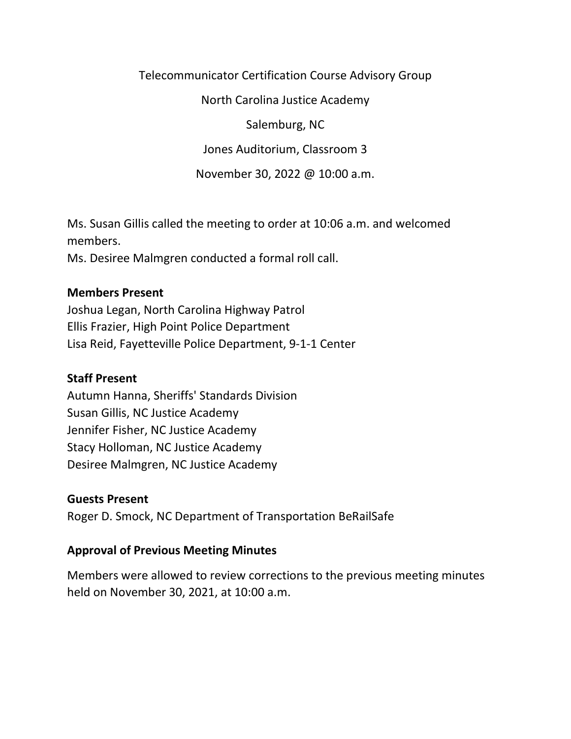Telecommunicator Certification Course Advisory Group

North Carolina Justice Academy

Salemburg, NC

Jones Auditorium, Classroom 3

November 30, 2022 @ 10:00 a.m.

Ms. Susan Gillis called the meeting to order at 10:06 a.m. and welcomed members.
Ms. Desiree Malmgren conducted a formal roll call.

**Members Present**
Joshua Legan, North Carolina Highway Patrol
Ellis Frazier, High Point Police Department
Lisa Reid, Fayetteville Police Department, 9-1-1 Center

**Staff Present**
Autumn Hanna, Sheriffs' Standards Division
Susan Gillis, NC Justice Academy
Jennifer Fisher, NC Justice Academy
Stacy Holloman, NC Justice Academy
Desiree Malmgren, NC Justice Academy

**Guests Present**
Roger D. Smock, NC Department of Transportation BeRailSafe

**Approval of Previous Meeting Minutes**

Members were allowed to review corrections to the previous meeting minutes held on November 30, 2021, at 10:00 a.m.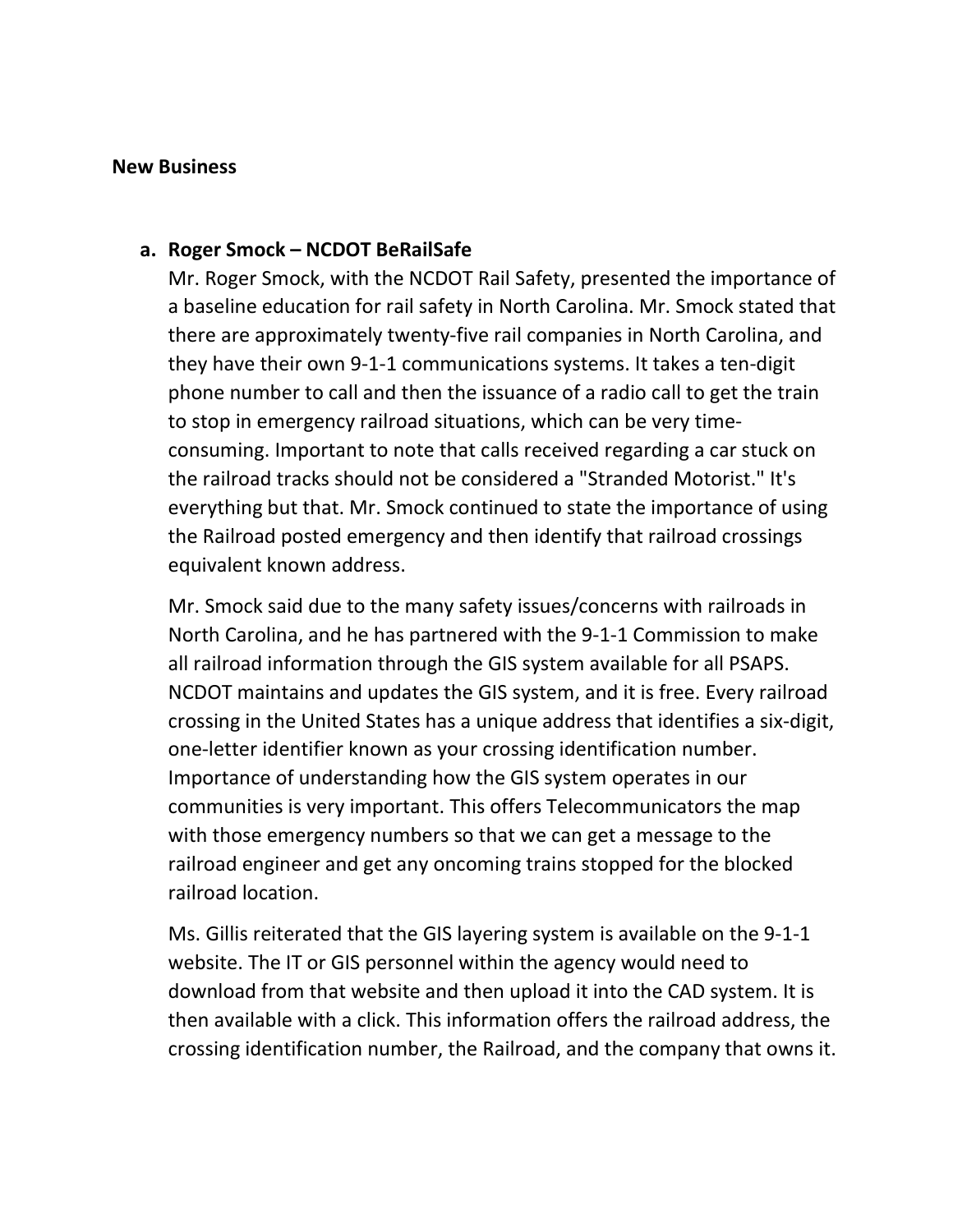## New Business

**a. Roger Smock – NCDOT BeRailSafe**

Mr. Roger Smock, with the NCDOT Rail Safety, presented the importance of a baseline education for rail safety in North Carolina. Mr. Smock stated that there are approximately twenty-five rail companies in North Carolina, and they have their own 9-1-1 communications systems. It takes a ten-digit phone number to call and then the issuance of a radio call to get the train to stop in emergency railroad situations, which can be very time-consuming. Important to note that calls received regarding a car stuck on the railroad tracks should not be considered a "Stranded Motorist." It's everything but that. Mr. Smock continued to state the importance of using the Railroad posted emergency and then identify that railroad crossings equivalent known address.

Mr. Smock said due to the many safety issues/concerns with railroads in North Carolina, and he has partnered with the 9-1-1 Commission to make all railroad information through the GIS system available for all PSAPS. NCDOT maintains and updates the GIS system, and it is free. Every railroad crossing in the United States has a unique address that identifies a six-digit, one-letter identifier known as your crossing identification number. Importance of understanding how the GIS system operates in our communities is very important. This offers Telecommunicators the map with those emergency numbers so that we can get a message to the railroad engineer and get any oncoming trains stopped for the blocked railroad location.

Ms. Gillis reiterated that the GIS layering system is available on the 9-1-1 website. The IT or GIS personnel within the agency would need to download from that website and then upload it into the CAD system. It is then available with a click. This information offers the railroad address, the crossing identification number, the Railroad, and the company that owns it.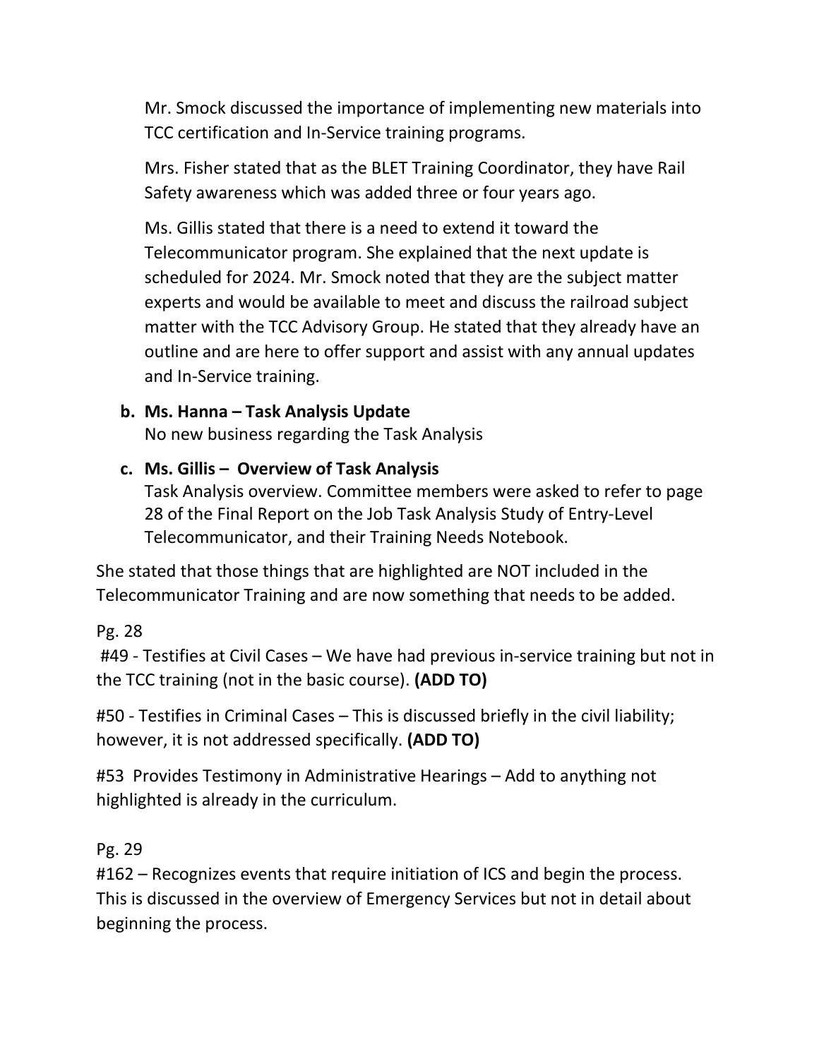Mr. Smock discussed the importance of implementing new materials into TCC certification and In-Service training programs.

Mrs. Fisher stated that as the BLET Training Coordinator, they have Rail Safety awareness which was added three or four years ago.

Ms. Gillis stated that there is a need to extend it toward the Telecommunicator program. She explained that the next update is scheduled for 2024. Mr. Smock noted that they are the subject matter experts and would be available to meet and discuss the railroad subject matter with the TCC Advisory Group. He stated that they already have an outline and are here to offer support and assist with any annual updates and In-Service training.

**b. Ms. Hanna – Task Analysis Update**

No new business regarding the Task Analysis

**c. Ms. Gillis – Overview of Task Analysis**

Task Analysis overview. Committee members were asked to refer to page 28 of the Final Report on the Job Task Analysis Study of Entry-Level Telecommunicator, and their Training Needs Notebook.

She stated that those things that are highlighted are NOT included in the Telecommunicator Training and are now something that needs to be added.

Pg. 28

#49 - Testifies at Civil Cases – We have had previous in-service training but not in the TCC training (not in the basic course). **(ADD TO)**

#50 - Testifies in Criminal Cases – This is discussed briefly in the civil liability; however, it is not addressed specifically. **(ADD TO)**

#53 Provides Testimony in Administrative Hearings – Add to anything not highlighted is already in the curriculum.

Pg. 29

#162 – Recognizes events that require initiation of ICS and begin the process. This is discussed in the overview of Emergency Services but not in detail about beginning the process.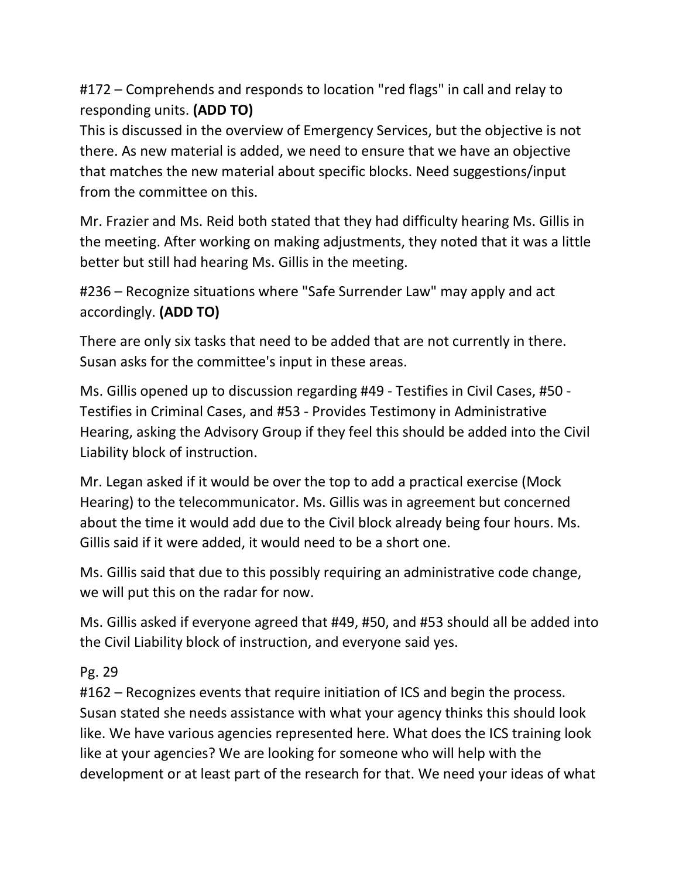#172 – Comprehends and responds to location "red flags" in call and relay to responding units. **(ADD TO)**
This is discussed in the overview of Emergency Services, but the objective is not there. As new material is added, we need to ensure that we have an objective that matches the new material about specific blocks. Need suggestions/input from the committee on this.

Mr. Frazier and Ms. Reid both stated that they had difficulty hearing Ms. Gillis in the meeting. After working on making adjustments, they noted that it was a little better but still had hearing Ms. Gillis in the meeting.

#236 – Recognize situations where "Safe Surrender Law" may apply and act accordingly. **(ADD TO)**

There are only six tasks that need to be added that are not currently in there. Susan asks for the committee's input in these areas.

Ms. Gillis opened up to discussion regarding #49 - Testifies in Civil Cases, #50 - Testifies in Criminal Cases, and #53 - Provides Testimony in Administrative Hearing, asking the Advisory Group if they feel this should be added into the Civil Liability block of instruction.

Mr. Legan asked if it would be over the top to add a practical exercise (Mock Hearing) to the telecommunicator. Ms. Gillis was in agreement but concerned about the time it would add due to the Civil block already being four hours. Ms. Gillis said if it were added, it would need to be a short one.

Ms. Gillis said that due to this possibly requiring an administrative code change, we will put this on the radar for now.

Ms. Gillis asked if everyone agreed that #49, #50, and #53 should all be added into the Civil Liability block of instruction, and everyone said yes.

Pg. 29
#162 – Recognizes events that require initiation of ICS and begin the process. Susan stated she needs assistance with what your agency thinks this should look like. We have various agencies represented here. What does the ICS training look like at your agencies? We are looking for someone who will help with the development or at least part of the research for that. We need your ideas of what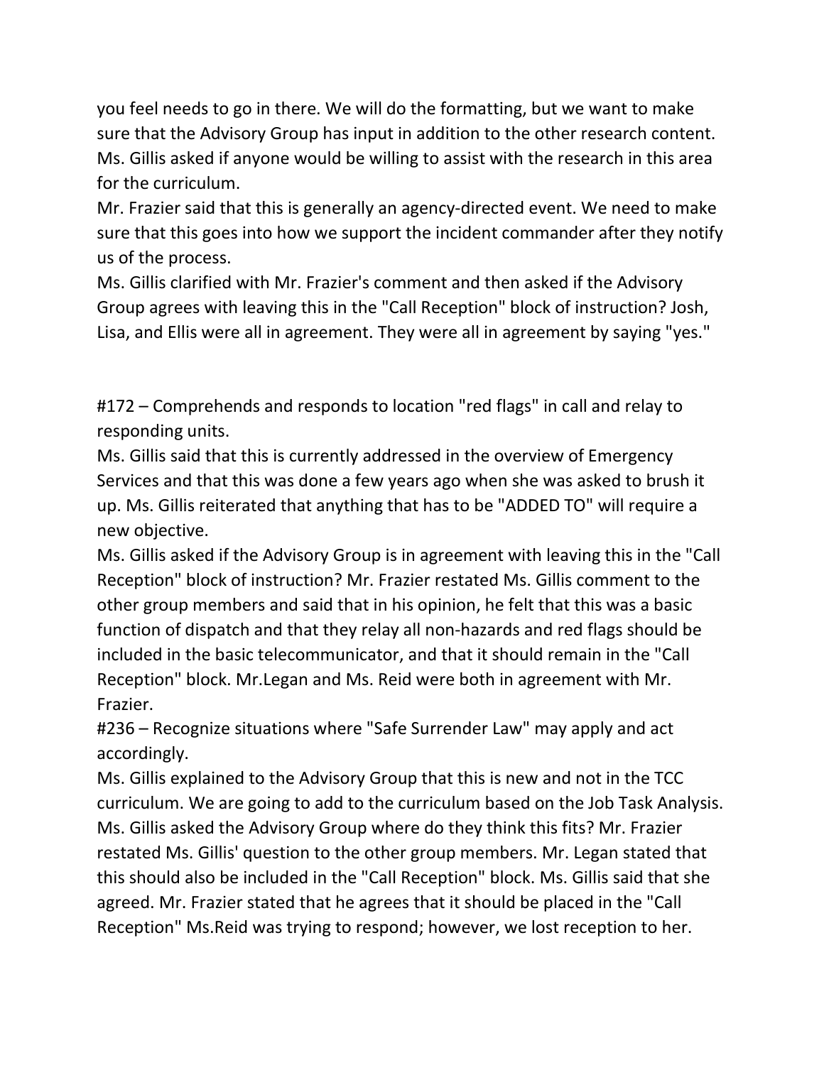you feel needs to go in there. We will do the formatting, but we want to make sure that the Advisory Group has input in addition to the other research content. Ms. Gillis asked if anyone would be willing to assist with the research in this area for the curriculum.

Mr. Frazier said that this is generally an agency-directed event. We need to make sure that this goes into how we support the incident commander after they notify us of the process.

Ms. Gillis clarified with Mr. Frazier's comment and then asked if the Advisory Group agrees with leaving this in the "Call Reception" block of instruction? Josh, Lisa, and Ellis were all in agreement. They were all in agreement by saying "yes."

#172 – Comprehends and responds to location "red flags" in call and relay to responding units.

Ms. Gillis said that this is currently addressed in the overview of Emergency Services and that this was done a few years ago when she was asked to brush it up. Ms. Gillis reiterated that anything that has to be "ADDED TO" will require a new objective.

Ms. Gillis asked if the Advisory Group is in agreement with leaving this in the "Call Reception" block of instruction? Mr. Frazier restated Ms. Gillis comment to the other group members and said that in his opinion, he felt that this was a basic function of dispatch and that they relay all non-hazards and red flags should be included in the basic telecommunicator, and that it should remain in the "Call Reception" block. Mr.Legan and Ms. Reid were both in agreement with Mr. Frazier.

#236 – Recognize situations where "Safe Surrender Law" may apply and act accordingly.

Ms. Gillis explained to the Advisory Group that this is new and not in the TCC curriculum. We are going to add to the curriculum based on the Job Task Analysis. Ms. Gillis asked the Advisory Group where do they think this fits? Mr. Frazier restated Ms. Gillis' question to the other group members. Mr. Legan stated that this should also be included in the "Call Reception" block. Ms. Gillis said that she agreed. Mr. Frazier stated that he agrees that it should be placed in the "Call Reception" Ms.Reid was trying to respond; however, we lost reception to her.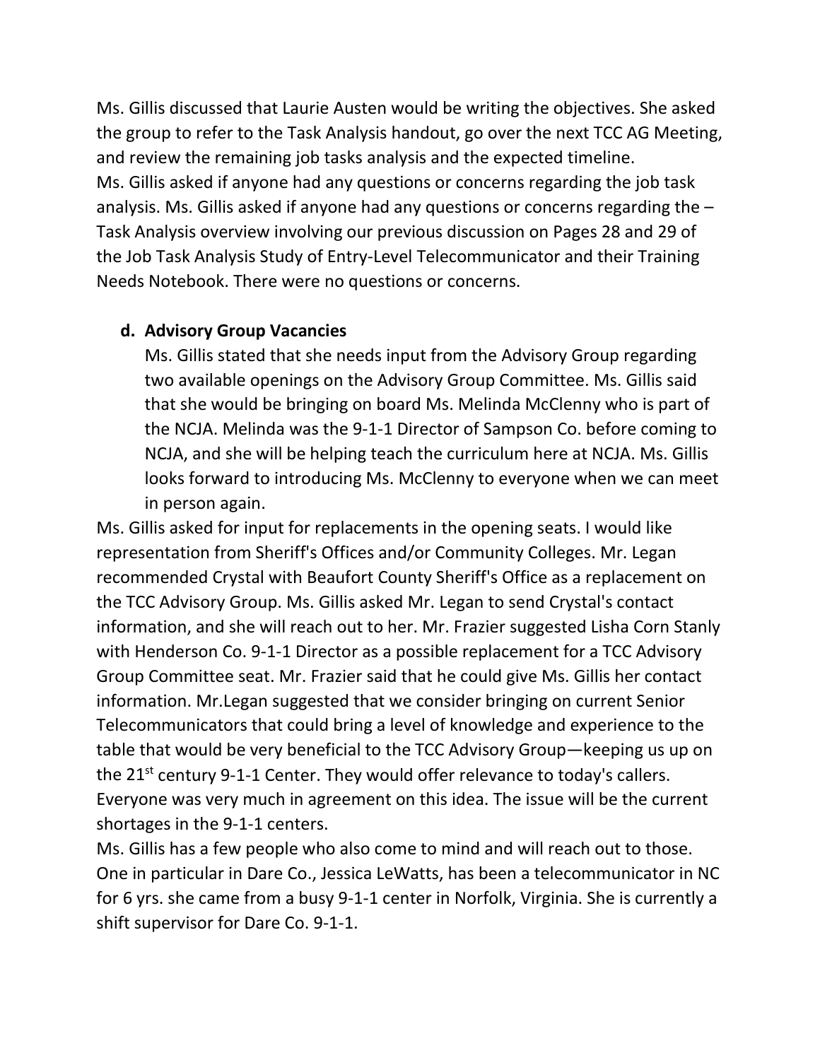Ms. Gillis discussed that Laurie Austen would be writing the objectives. She asked the group to refer to the Task Analysis handout, go over the next TCC AG Meeting, and review the remaining job tasks analysis and the expected timeline.
Ms. Gillis asked if anyone had any questions or concerns regarding the job task analysis. Ms. Gillis asked if anyone had any questions or concerns regarding the – Task Analysis overview involving our previous discussion on Pages 28 and 29 of the Job Task Analysis Study of Entry-Level Telecommunicator and their Training Needs Notebook. There were no questions or concerns.

**d. Advisory Group Vacancies**

Ms. Gillis stated that she needs input from the Advisory Group regarding two available openings on the Advisory Group Committee. Ms. Gillis said that she would be bringing on board Ms. Melinda McClenny who is part of the NCJA. Melinda was the 9-1-1 Director of Sampson Co. before coming to NCJA, and she will be helping teach the curriculum here at NCJA. Ms. Gillis looks forward to introducing Ms. McClenny to everyone when we can meet in person again.

Ms. Gillis asked for input for replacements in the opening seats. I would like representation from Sheriff's Offices and/or Community Colleges. Mr. Legan recommended Crystal with Beaufort County Sheriff's Office as a replacement on the TCC Advisory Group. Ms. Gillis asked Mr. Legan to send Crystal's contact information, and she will reach out to her. Mr. Frazier suggested Lisha Corn Stanly with Henderson Co. 9-1-1 Director as a possible replacement for a TCC Advisory Group Committee seat. Mr. Frazier said that he could give Ms. Gillis her contact information. Mr.Legan suggested that we consider bringing on current Senior Telecommunicators that could bring a level of knowledge and experience to the table that would be very beneficial to the TCC Advisory Group—keeping us up on the 21st century 9-1-1 Center. They would offer relevance to today's callers. Everyone was very much in agreement on this idea. The issue will be the current shortages in the 9-1-1 centers.

Ms. Gillis has a few people who also come to mind and will reach out to those. One in particular in Dare Co., Jessica LeWatts, has been a telecommunicator in NC for 6 yrs. she came from a busy 9-1-1 center in Norfolk, Virginia. She is currently a shift supervisor for Dare Co. 9-1-1.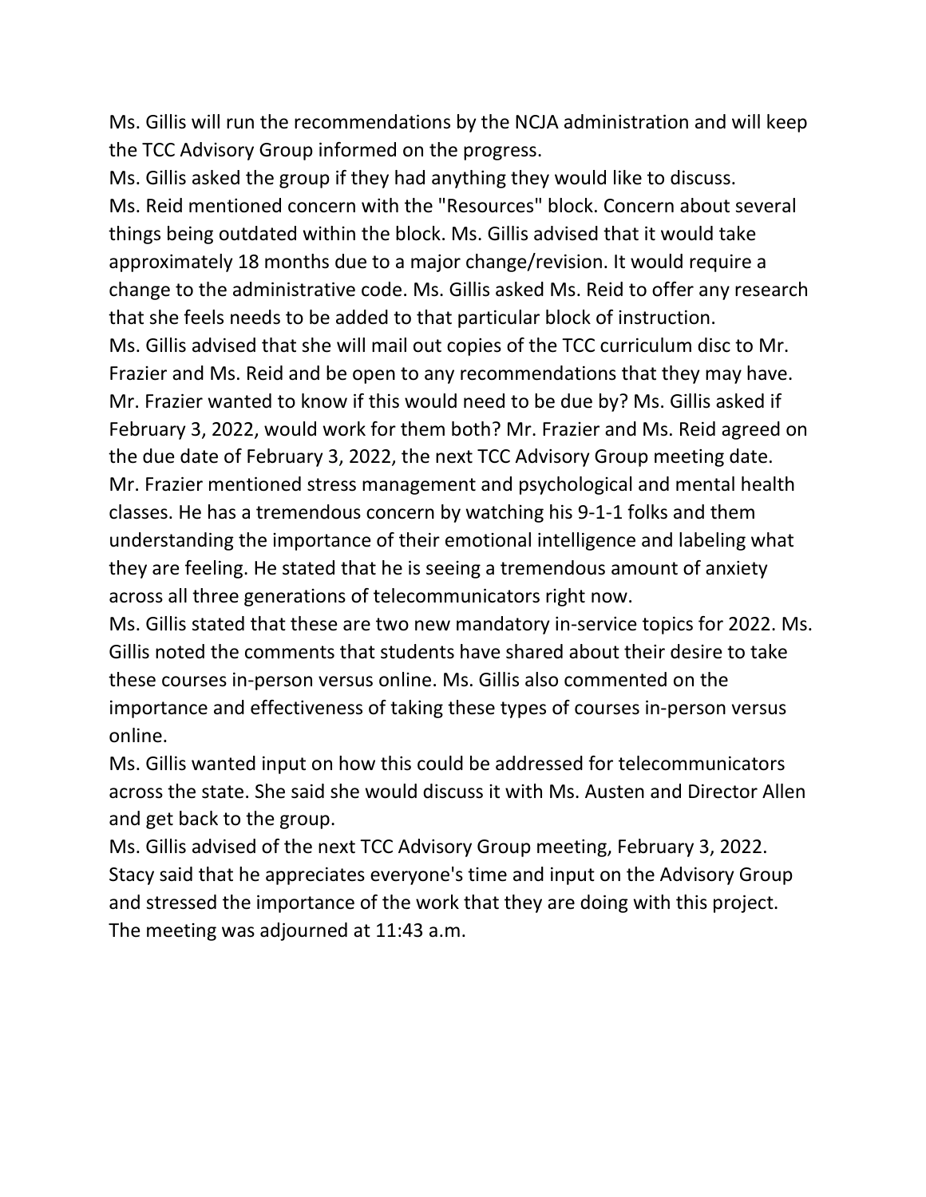Ms. Gillis will run the recommendations by the NCJA administration and will keep the TCC Advisory Group informed on the progress.

Ms. Gillis asked the group if they had anything they would like to discuss.

Ms. Reid mentioned concern with the "Resources" block. Concern about several things being outdated within the block. Ms. Gillis advised that it would take approximately 18 months due to a major change/revision. It would require a change to the administrative code. Ms. Gillis asked Ms. Reid to offer any research that she feels needs to be added to that particular block of instruction.

Ms. Gillis advised that she will mail out copies of the TCC curriculum disc to Mr. Frazier and Ms. Reid and be open to any recommendations that they may have.

Mr. Frazier wanted to know if this would need to be due by? Ms. Gillis asked if February 3, 2022, would work for them both? Mr. Frazier and Ms. Reid agreed on the due date of February 3, 2022, the next TCC Advisory Group meeting date.

Mr. Frazier mentioned stress management and psychological and mental health classes. He has a tremendous concern by watching his 9-1-1 folks and them understanding the importance of their emotional intelligence and labeling what they are feeling. He stated that he is seeing a tremendous amount of anxiety across all three generations of telecommunicators right now.

Ms. Gillis stated that these are two new mandatory in-service topics for 2022. Ms. Gillis noted the comments that students have shared about their desire to take these courses in-person versus online. Ms. Gillis also commented on the importance and effectiveness of taking these types of courses in-person versus online.

Ms. Gillis wanted input on how this could be addressed for telecommunicators across the state. She said she would discuss it with Ms. Austen and Director Allen and get back to the group.

Ms. Gillis advised of the next TCC Advisory Group meeting, February 3, 2022.

Stacy said that he appreciates everyone's time and input on the Advisory Group and stressed the importance of the work that they are doing with this project.

The meeting was adjourned at 11:43 a.m.